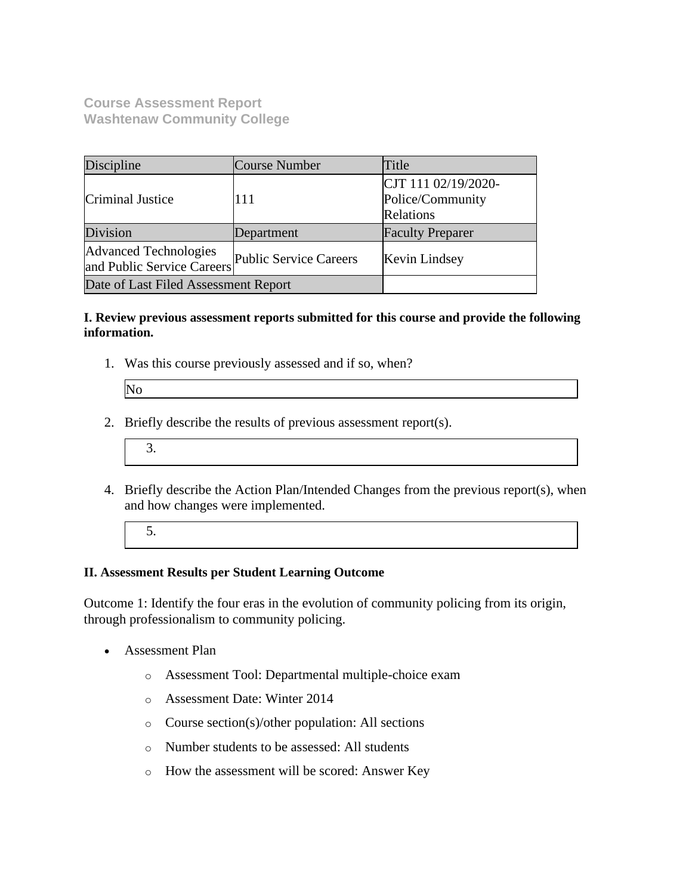**Course Assessment Report**
**Washtenaw Community College**

| Discipline | Course Number | Title |
|---|---|---|
| Criminal Justice | 111 | CJT 111 02/19/2020-Police/Community Relations |
| Division | Department | Faculty Preparer |
| Advanced Technologies and Public Service Careers | Public Service Careers | Kevin Lindsey |
| Date of Last Filed Assessment Report | | |

**I. Review previous assessment reports submitted for this course and provide the following information.**

1. Was this course previously assessed and if so, when?

   No

2. Briefly describe the results of previous assessment report(s).

3.

4. Briefly describe the Action Plan/Intended Changes from the previous report(s), when and how changes were implemented.

5.

**II. Assessment Results per Student Learning Outcome**

Outcome 1: Identify the four eras in the evolution of community policing from its origin, through professionalism to community policing.

- Assessment Plan
  - Assessment Tool: Departmental multiple-choice exam
  - Assessment Date: Winter 2014
  - Course section(s)/other population: All sections
  - Number students to be assessed: All students
  - How the assessment will be scored: Answer Key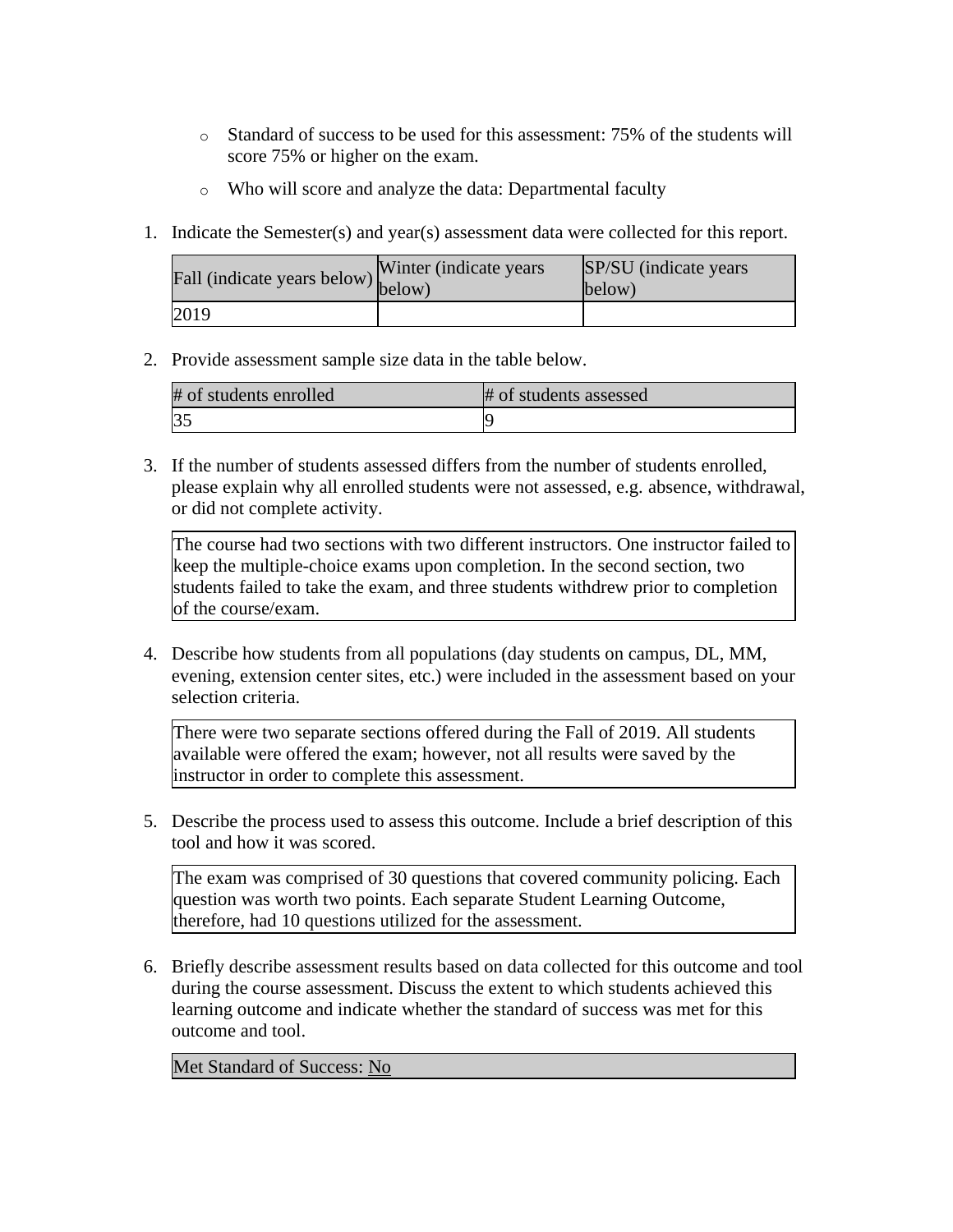- Standard of success to be used for this assessment: 75% of the students will score 75% or higher on the exam.
- Who will score and analyze the data: Departmental faculty

1. Indicate the Semester(s) and year(s) assessment data were collected for this report.

| Fall (indicate years below) | Winter (indicate years below) | SP/SU (indicate years below) |
|---|---|---|
| 2019 | | |

2. Provide assessment sample size data in the table below.

| # of students enrolled | # of students assessed |
|---|---|
| 35 | 9 |

3. If the number of students assessed differs from the number of students enrolled, please explain why all enrolled students were not assessed, e.g. absence, withdrawal, or did not complete activity.

| The course had two sections with two different instructors. One instructor failed to keep the multiple-choice exams upon completion. In the second section, two students failed to take the exam, and three students withdrew prior to completion of the course/exam. |
|---|

4. Describe how students from all populations (day students on campus, DL, MM, evening, extension center sites, etc.) were included in the assessment based on your selection criteria.

| There were two separate sections offered during the Fall of 2019. All students available were offered the exam; however, not all results were saved by the instructor in order to complete this assessment. |
|---|

5. Describe the process used to assess this outcome. Include a brief description of this tool and how it was scored.

| The exam was comprised of 30 questions that covered community policing. Each question was worth two points. Each separate Student Learning Outcome, therefore, had 10 questions utilized for the assessment. |
|---|

6. Briefly describe assessment results based on data collected for this outcome and tool during the course assessment. Discuss the extent to which students achieved this learning outcome and indicate whether the standard of success was met for this outcome and tool.

| Met Standard of Success: No |
|---|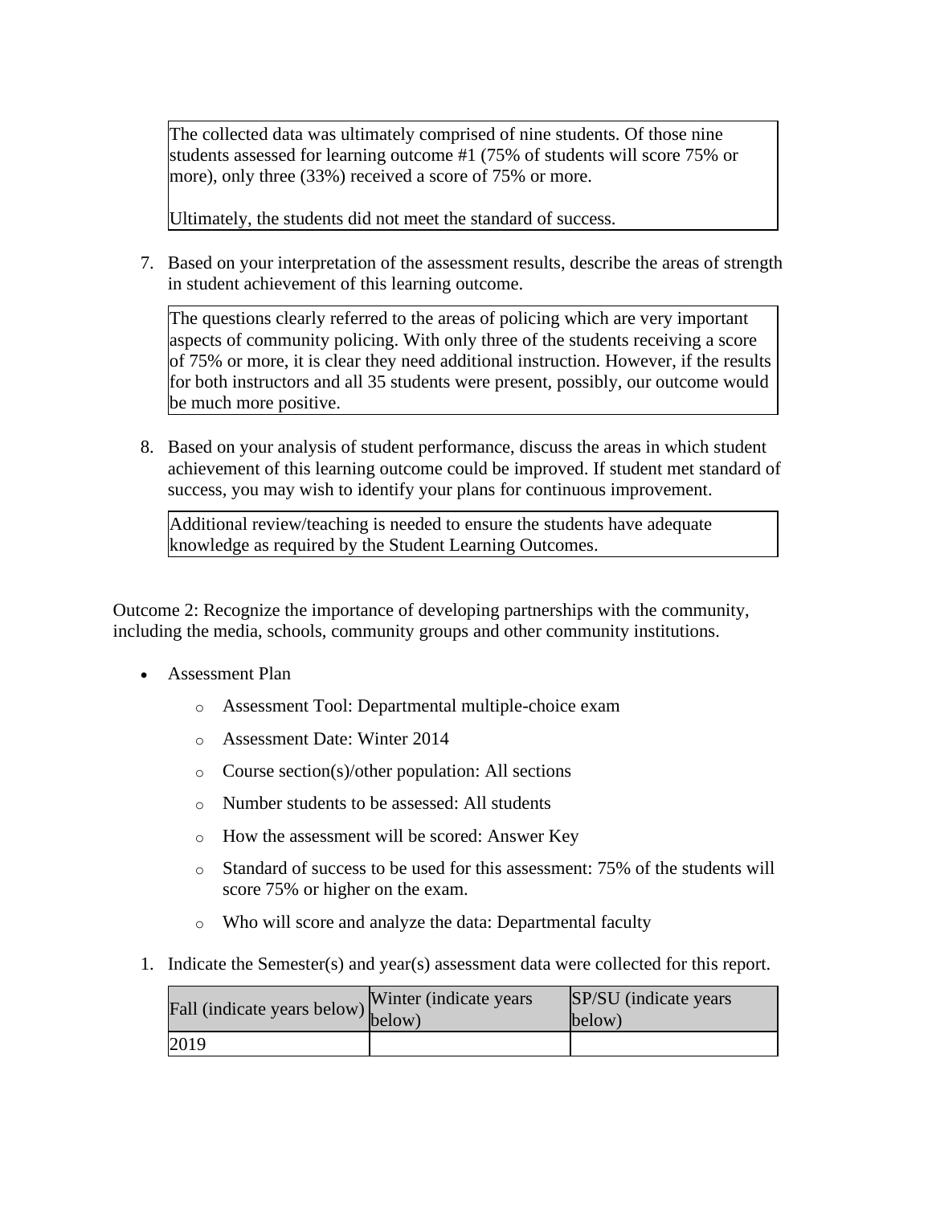The collected data was ultimately comprised of nine students. Of those nine students assessed for learning outcome #1 (75% of students will score 75% or more), only three (33%) received a score of 75% or more.

Ultimately, the students did not meet the standard of success.

7. Based on your interpretation of the assessment results, describe the areas of strength in student achievement of this learning outcome.

   The questions clearly referred to the areas of policing which are very important aspects of community policing. With only three of the students receiving a score of 75% or more, it is clear they need additional instruction. However, if the results for both instructors and all 35 students were present, possibly, our outcome would be much more positive.

8. Based on your analysis of student performance, discuss the areas in which student achievement of this learning outcome could be improved. If student met standard of success, you may wish to identify your plans for continuous improvement.

   Additional review/teaching is needed to ensure the students have adequate knowledge as required by the Student Learning Outcomes.

Outcome 2: Recognize the importance of developing partnerships with the community, including the media, schools, community groups and other community institutions.

- Assessment Plan
  - Assessment Tool: Departmental multiple-choice exam
  - Assessment Date: Winter 2014
  - Course section(s)/other population: All sections
  - Number students to be assessed: All students
  - How the assessment will be scored: Answer Key
  - Standard of success to be used for this assessment: 75% of the students will score 75% or higher on the exam.
  - Who will score and analyze the data: Departmental faculty

1. Indicate the Semester(s) and year(s) assessment data were collected for this report.

| Fall (indicate years below) | Winter (indicate years below) | SP/SU (indicate years below) |
| --- | --- | --- |
| 2019 | | |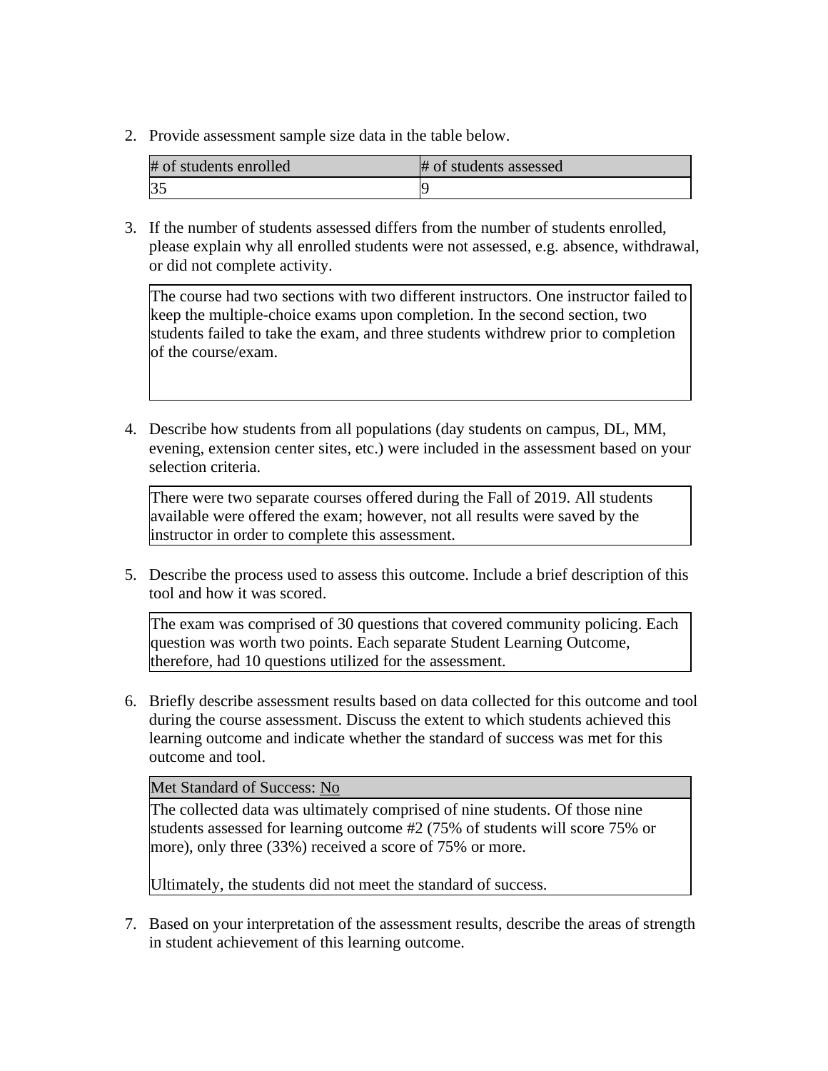2. Provide assessment sample size data in the table below.

| # of students enrolled | # of students assessed |
|---|---|
| 35 | 9 |

3. If the number of students assessed differs from the number of students enrolled, please explain why all enrolled students were not assessed, e.g. absence, withdrawal, or did not complete activity.

| The course had two sections with two different instructors. One instructor failed to keep the multiple-choice exams upon completion. In the second section, two students failed to take the exam, and three students withdrew prior to completion of the course/exam. |
|---|

4. Describe how students from all populations (day students on campus, DL, MM, evening, extension center sites, etc.) were included in the assessment based on your selection criteria.

| There were two separate courses offered during the Fall of 2019. All students available were offered the exam; however, not all results were saved by the instructor in order to complete this assessment. |
|---|

5. Describe the process used to assess this outcome. Include a brief description of this tool and how it was scored.

| The exam was comprised of 30 questions that covered community policing. Each question was worth two points. Each separate Student Learning Outcome, therefore, had 10 questions utilized for the assessment. |
|---|

6. Briefly describe assessment results based on data collected for this outcome and tool during the course assessment. Discuss the extent to which students achieved this learning outcome and indicate whether the standard of success was met for this outcome and tool.

| Met Standard of Success: No |
|---|
| The collected data was ultimately comprised of nine students. Of those nine students assessed for learning outcome #2 (75% of students will score 75% or more), only three (33%) received a score of 75% or more.<br><br>Ultimately, the students did not meet the standard of success. |

7. Based on your interpretation of the assessment results, describe the areas of strength in student achievement of this learning outcome.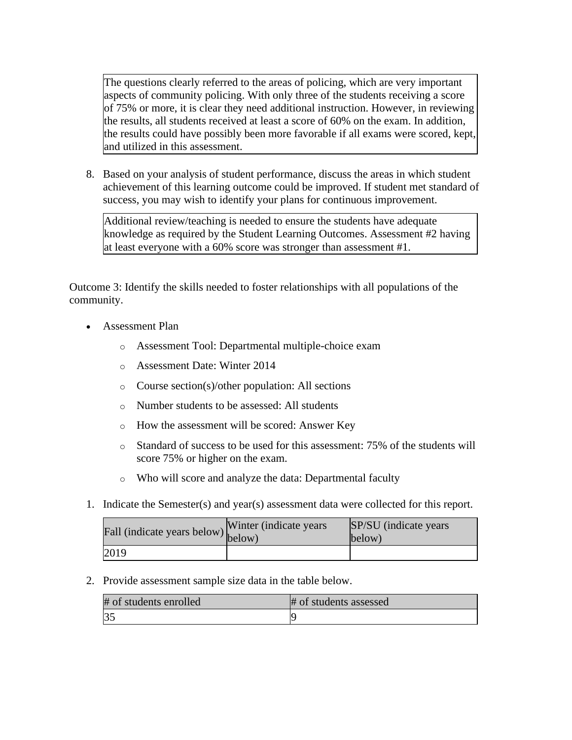The questions clearly referred to the areas of policing, which are very important aspects of community policing. With only three of the students receiving a score of 75% or more, it is clear they need additional instruction. However, in reviewing the results, all students received at least a score of 60% on the exam. In addition, the results could have possibly been more favorable if all exams were scored, kept, and utilized in this assessment.

8. Based on your analysis of student performance, discuss the areas in which student achievement of this learning outcome could be improved. If student met standard of success, you may wish to identify your plans for continuous improvement.

   Additional review/teaching is needed to ensure the students have adequate knowledge as required by the Student Learning Outcomes. Assessment #2 having at least everyone with a 60% score was stronger than assessment #1.

Outcome 3: Identify the skills needed to foster relationships with all populations of the community.

- Assessment Plan
  - Assessment Tool: Departmental multiple-choice exam
  - Assessment Date: Winter 2014
  - Course section(s)/other population: All sections
  - Number students to be assessed: All students
  - How the assessment will be scored: Answer Key
  - Standard of success to be used for this assessment: 75% of the students will score 75% or higher on the exam.
  - Who will score and analyze the data: Departmental faculty

1. Indicate the Semester(s) and year(s) assessment data were collected for this report.

| Fall (indicate years below) | Winter (indicate years below) | SP/SU (indicate years below) |
|---|---|---|
| 2019 | | |

2. Provide assessment sample size data in the table below.

| # of students enrolled | # of students assessed |
|---|---|
| 35 | 9 |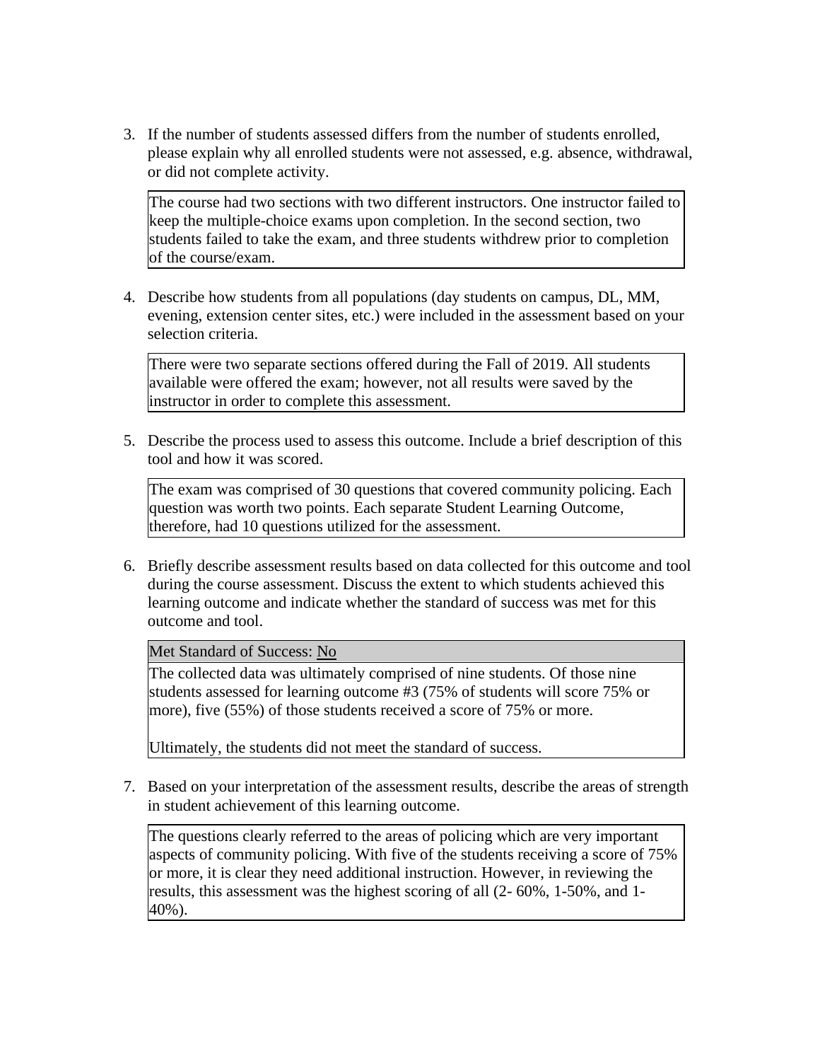3. If the number of students assessed differs from the number of students enrolled, please explain why all enrolled students were not assessed, e.g. absence, withdrawal, or did not complete activity.

   The course had two sections with two different instructors. One instructor failed to keep the multiple-choice exams upon completion. In the second section, two students failed to take the exam, and three students withdrew prior to completion of the course/exam.

4. Describe how students from all populations (day students on campus, DL, MM, evening, extension center sites, etc.) were included in the assessment based on your selection criteria.

   There were two separate sections offered during the Fall of 2019. All students available were offered the exam; however, not all results were saved by the instructor in order to complete this assessment.

5. Describe the process used to assess this outcome. Include a brief description of this tool and how it was scored.

   The exam was comprised of 30 questions that covered community policing. Each question was worth two points. Each separate Student Learning Outcome, therefore, had 10 questions utilized for the assessment.

6. Briefly describe assessment results based on data collected for this outcome and tool during the course assessment. Discuss the extent to which students achieved this learning outcome and indicate whether the standard of success was met for this outcome and tool.

   Met Standard of Success: No

   The collected data was ultimately comprised of nine students. Of those nine students assessed for learning outcome #3 (75% of students will score 75% or more), five (55%) of those students received a score of 75% or more.

   Ultimately, the students did not meet the standard of success.

7. Based on your interpretation of the assessment results, describe the areas of strength in student achievement of this learning outcome.

   The questions clearly referred to the areas of policing which are very important aspects of community policing. With five of the students receiving a score of 75% or more, it is clear they need additional instruction. However, in reviewing the results, this assessment was the highest scoring of all (2- 60%, 1-50%, and 1-40%).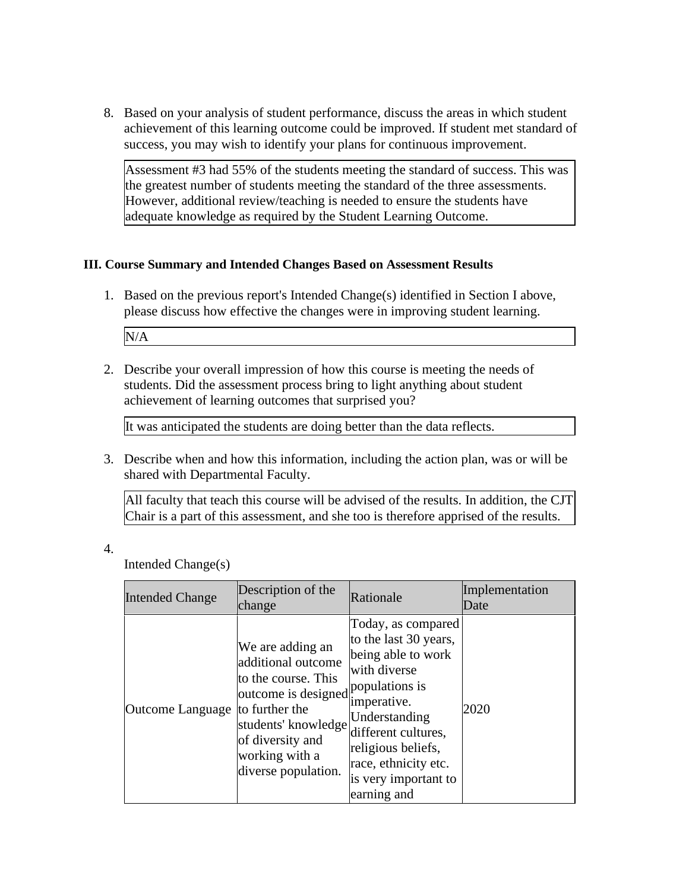8. Based on your analysis of student performance, discuss the areas in which student achievement of this learning outcome could be improved. If student met standard of success, you may wish to identify your plans for continuous improvement.

   Assessment #3 had 55% of the students meeting the standard of success. This was the greatest number of students meeting the standard of the three assessments. However, additional review/teaching is needed to ensure the students have adequate knowledge as required by the Student Learning Outcome.

### III. Course Summary and Intended Changes Based on Assessment Results

1. Based on the previous report's Intended Change(s) identified in Section I above, please discuss how effective the changes were in improving student learning.

   N/A

2. Describe your overall impression of how this course is meeting the needs of students. Did the assessment process bring to light anything about student achievement of learning outcomes that surprised you?

   It was anticipated the students are doing better than the data reflects.

3. Describe when and how this information, including the action plan, was or will be shared with Departmental Faculty.

   All faculty that teach this course will be advised of the results. In addition, the CJT Chair is a part of this assessment, and she too is therefore apprised of the results.

4. Intended Change(s)

| Intended Change | Description of the change | Rationale | Implementation Date |
|---|---|---|---|
| Outcome Language | We are adding an additional outcome to the course. This outcome is designed to further the students' knowledge of diversity and working with a diverse population. | Today, as compared to the last 30 years, being able to work with diverse populations is imperative. Understanding different cultures, religious beliefs, race, ethnicity etc. is very important to earning and | 2020 |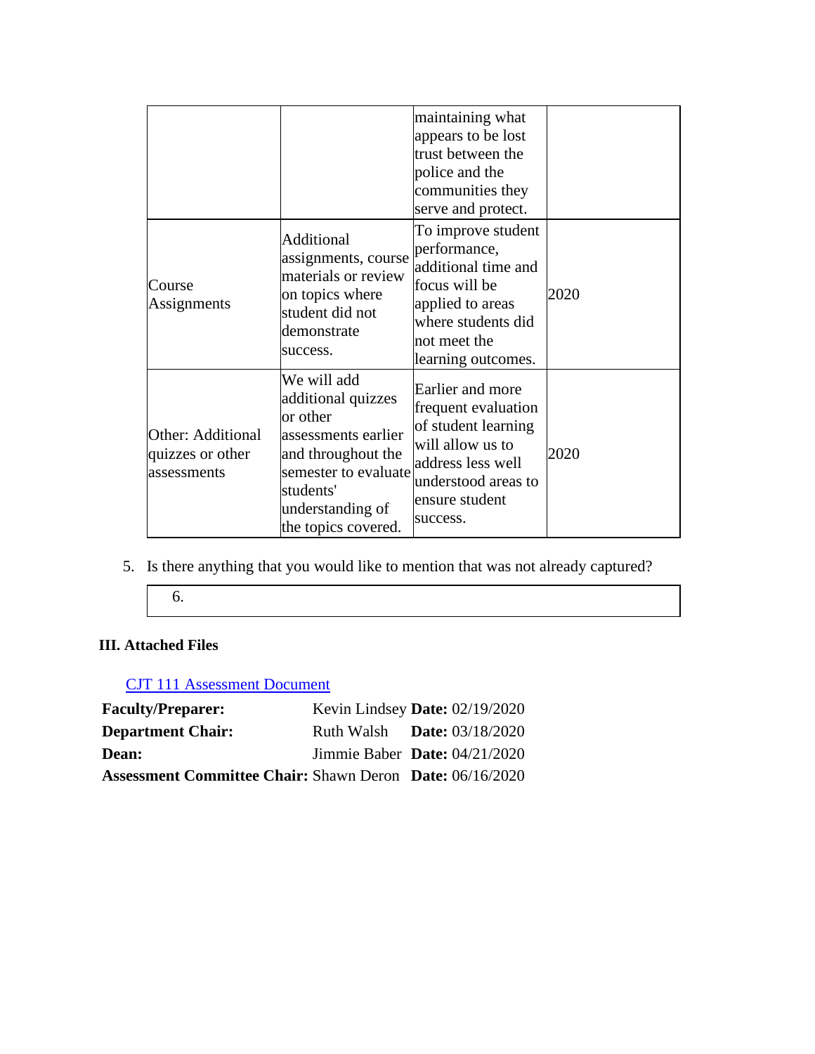| | | | |
|---|---|---|---|
| | | maintaining what appears to be lost trust between the police and the communities they serve and protect. | |
| Course Assignments | Additional assignments, course materials or review on topics where student did not demonstrate success. | To improve student performance, additional time and focus will be applied to areas where students did not meet the learning outcomes. | 2020 |
| Other: Additional quizzes or other assessments | We will add additional quizzes or other assessments earlier and throughout the semester to evaluate students' understanding of the topics covered. | Earlier and more frequent evaluation of student learning will allow us to address less well understood areas to ensure student success. | 2020 |

5. Is there anything that you would like to mention that was not already captured?

| |
|---|
| 6. |

**III. Attached Files**

CJT 111 Assessment Document

| | | |
|---|---|---|
| **Faculty/Preparer:** | Kevin Lindsey | **Date:** 02/19/2020 |
| **Department Chair:** | Ruth Walsh | **Date:** 03/18/2020 |
| **Dean:** | Jimmie Baber | **Date:** 04/21/2020 |
| **Assessment Committee Chair:** | Shawn Deron | **Date:** 06/16/2020 |